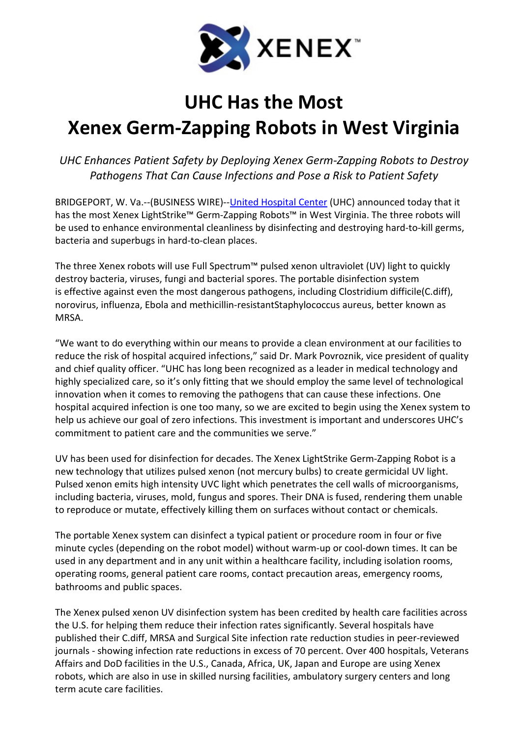XENEX™

# UHC Has the Most Xenex Germ-Zapping Robots in West Virginia

*UHC Enhances Patient Safety by Deploying Xenex Germ-Zapping Robots to Destroy Pathogens That Can Cause Infections and Pose a Risk to Patient Safety*

BRIDGEPORT, W. Va.--(BUSINESS WIRE)--United Hospital Center (UHC) announced today that it has the most Xenex LightStrike™ Germ-Zapping Robots™ in West Virginia. The three robots will be used to enhance environmental cleanliness by disinfecting and destroying hard-to-kill germs, bacteria and superbugs in hard-to-clean places.

The three Xenex robots will use Full Spectrum™ pulsed xenon ultraviolet (UV) light to quickly destroy bacteria, viruses, fungi and bacterial spores. The portable disinfection system is effective against even the most dangerous pathogens, including Clostridium difficile(C.diff), norovirus, influenza, Ebola and methicillin-resistantStaphylococcus aureus, better known as MRSA.

"We want to do everything within our means to provide a clean environment at our facilities to reduce the risk of hospital acquired infections," said Dr. Mark Povroznik, vice president of quality and chief quality officer. "UHC has long been recognized as a leader in medical technology and highly specialized care, so it's only fitting that we should employ the same level of technological innovation when it comes to removing the pathogens that can cause these infections. One hospital acquired infection is one too many, so we are excited to begin using the Xenex system to help us achieve our goal of zero infections. This investment is important and underscores UHC's commitment to patient care and the communities we serve."

UV has been used for disinfection for decades. The Xenex LightStrike Germ-Zapping Robot is a new technology that utilizes pulsed xenon (not mercury bulbs) to create germicidal UV light. Pulsed xenon emits high intensity UVC light which penetrates the cell walls of microorganisms, including bacteria, viruses, mold, fungus and spores. Their DNA is fused, rendering them unable to reproduce or mutate, effectively killing them on surfaces without contact or chemicals.

The portable Xenex system can disinfect a typical patient or procedure room in four or five minute cycles (depending on the robot model) without warm-up or cool-down times. It can be used in any department and in any unit within a healthcare facility, including isolation rooms, operating rooms, general patient care rooms, contact precaution areas, emergency rooms, bathrooms and public spaces.

The Xenex pulsed xenon UV disinfection system has been credited by health care facilities across the U.S. for helping them reduce their infection rates significantly. Several hospitals have published their C.diff, MRSA and Surgical Site infection rate reduction studies in peer-reviewed journals - showing infection rate reductions in excess of 70 percent. Over 400 hospitals, Veterans Affairs and DoD facilities in the U.S., Canada, Africa, UK, Japan and Europe are using Xenex robots, which are also in use in skilled nursing facilities, ambulatory surgery centers and long term acute care facilities.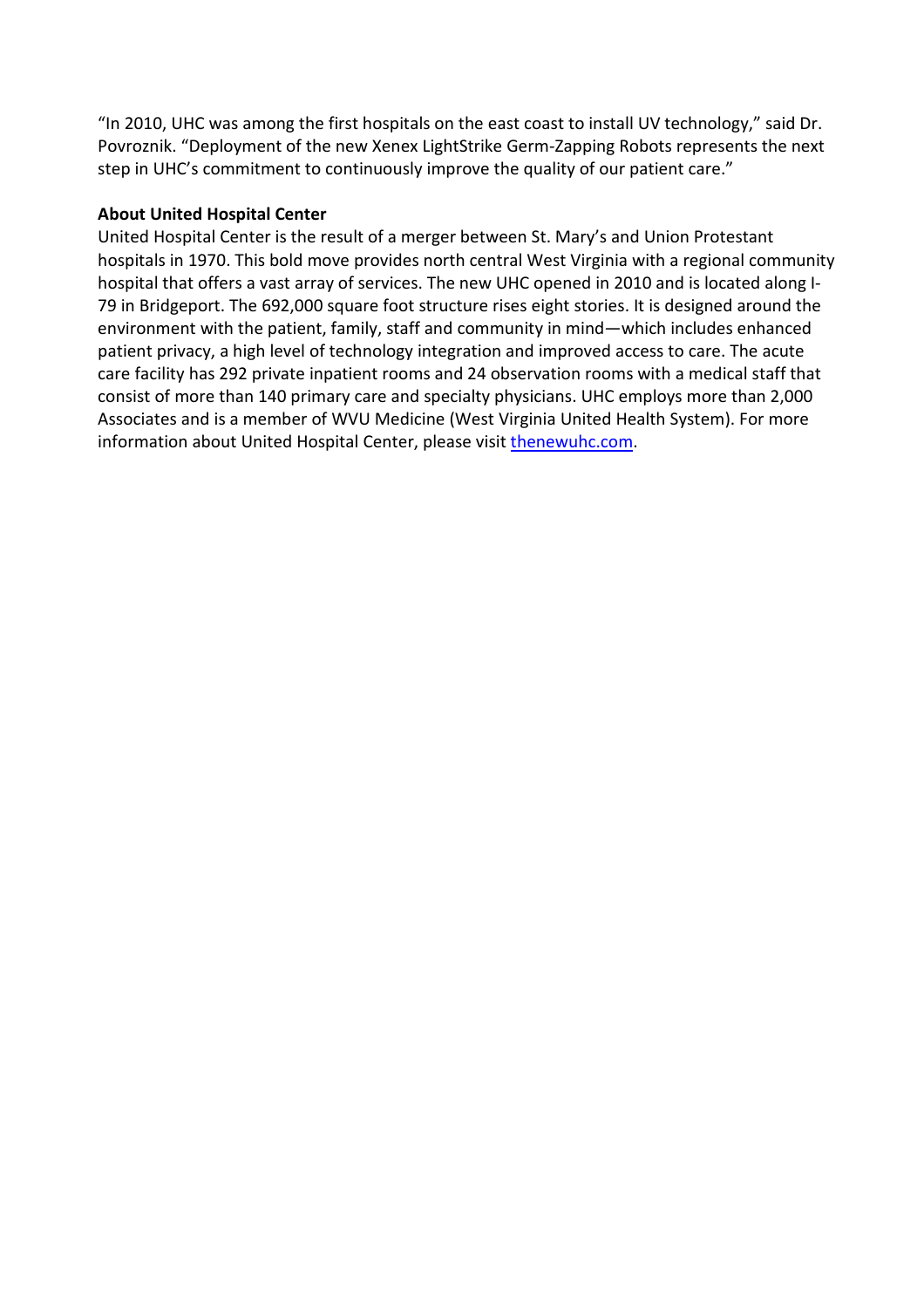"In 2010, UHC was among the first hospitals on the east coast to install UV technology," said Dr. Povroznik. "Deployment of the new Xenex LightStrike Germ-Zapping Robots represents the next step in UHC's commitment to continuously improve the quality of our patient care."

**About United Hospital Center**

United Hospital Center is the result of a merger between St. Mary's and Union Protestant hospitals in 1970. This bold move provides north central West Virginia with a regional community hospital that offers a vast array of services. The new UHC opened in 2010 and is located along I-79 in Bridgeport. The 692,000 square foot structure rises eight stories. It is designed around the environment with the patient, family, staff and community in mind—which includes enhanced patient privacy, a high level of technology integration and improved access to care. The acute care facility has 292 private inpatient rooms and 24 observation rooms with a medical staff that consist of more than 140 primary care and specialty physicians. UHC employs more than 2,000 Associates and is a member of WVU Medicine (West Virginia United Health System). For more information about United Hospital Center, please visit [thenewuhc.com](http://thenewuhc.com).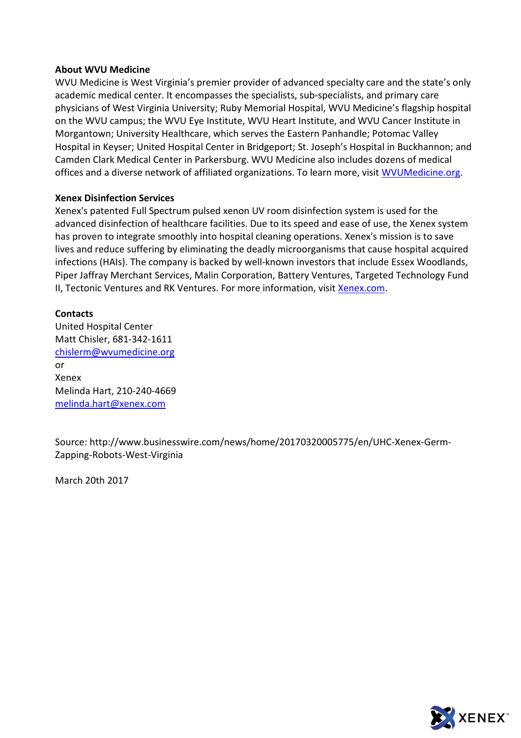**About WVU Medicine**

WVU Medicine is West Virginia's premier provider of advanced specialty care and the state's only academic medical center. It encompasses the specialists, sub-specialists, and primary care physicians of West Virginia University; Ruby Memorial Hospital, WVU Medicine's flagship hospital on the WVU campus; the WVU Eye Institute, WVU Heart Institute, and WVU Cancer Institute in Morgantown; University Healthcare, which serves the Eastern Panhandle; Potomac Valley Hospital in Keyser; United Hospital Center in Bridgeport; St. Joseph's Hospital in Buckhannon; and Camden Clark Medical Center in Parkersburg. WVU Medicine also includes dozens of medical offices and a diverse network of affiliated organizations. To learn more, visit [WVUMedicine.org](WVUMedicine.org).

**Xenex Disinfection Services**

Xenex's patented Full Spectrum pulsed xenon UV room disinfection system is used for the advanced disinfection of healthcare facilities. Due to its speed and ease of use, the Xenex system has proven to integrate smoothly into hospital cleaning operations. Xenex's mission is to save lives and reduce suffering by eliminating the deadly microorganisms that cause hospital acquired infections (HAIs). The company is backed by well-known investors that include Essex Woodlands, Piper Jaffray Merchant Services, Malin Corporation, Battery Ventures, Targeted Technology Fund II, Tectonic Ventures and RK Ventures. For more information, visit [Xenex.com](Xenex.com).

**Contacts**

United Hospital Center
Matt Chisler, 681-342-1611
chislerm@wvumedicine.org
or
Xenex
Melinda Hart, 210-240-4669
melinda.hart@xenex.com

Source: http://www.businesswire.com/news/home/20170320005775/en/UHC-Xenex-Germ-Zapping-Robots-West-Virginia

March 20th 2017